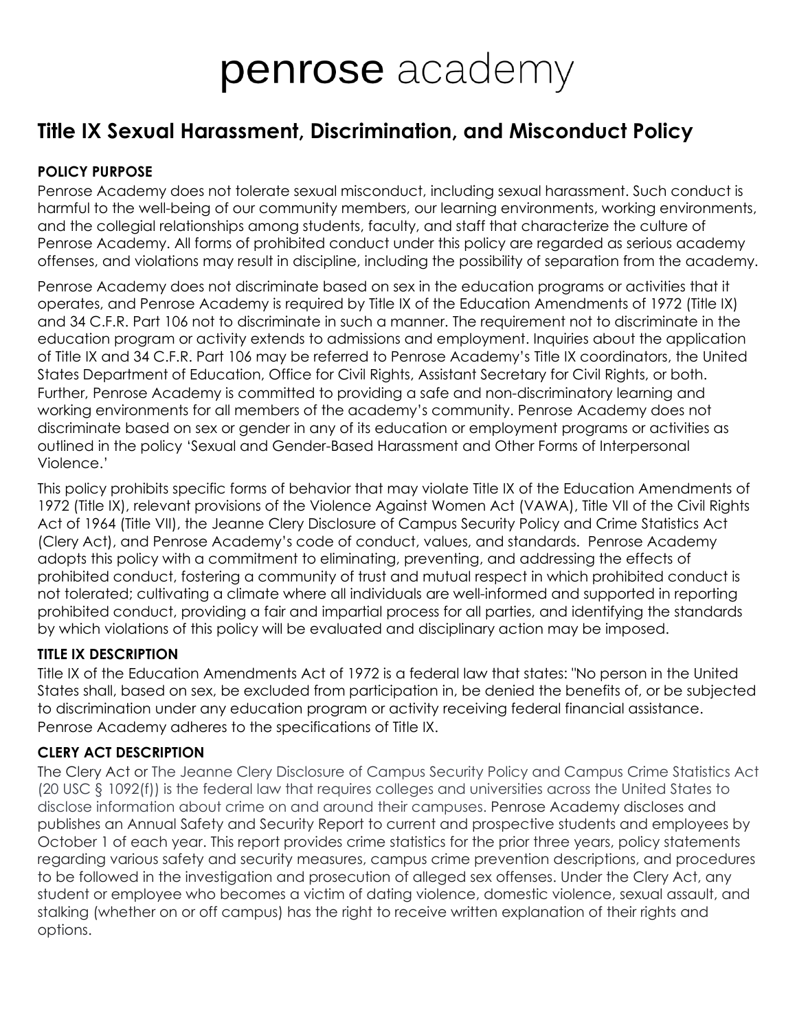# penrose academy

## Title IX Sexual Harassment, Discrimination, and Misconduct Policy

### POLICY PURPOSE

Penrose Academy does not tolerate sexual misconduct, including sexual harassment. Such conduct is harmful to the well-being of our community members, our learning environments, working environments, and the collegial relationships among students, faculty, and staff that characterize the culture of Penrose Academy. All forms of prohibited conduct under this policy are regarded as serious academy offenses, and violations may result in discipline, including the possibility of separation from the academy.

Penrose Academy does not discriminate based on sex in the education programs or activities that it operates, and Penrose Academy is required by Title IX of the Education Amendments of 1972 (Title IX) and 34 C.F.R. Part 106 not to discriminate in such a manner. The requirement not to discriminate in the education program or activity extends to admissions and employment. Inquiries about the application of Title IX and 34 C.F.R. Part 106 may be referred to Penrose Academy's Title IX coordinators, the United States Department of Education, Office for Civil Rights, Assistant Secretary for Civil Rights, or both. Further, Penrose Academy is committed to providing a safe and non-discriminatory learning and working environments for all members of the academy's community. Penrose Academy does not discriminate based on sex or gender in any of its education or employment programs or activities as outlined in the policy 'Sexual and Gender-Based Harassment and Other Forms of Interpersonal Violence.'

This policy prohibits specific forms of behavior that may violate Title IX of the Education Amendments of 1972 (Title IX), relevant provisions of the Violence Against Women Act (VAWA), Title VII of the Civil Rights Act of 1964 (Title VII), the Jeanne Clery Disclosure of Campus Security Policy and Crime Statistics Act (Clery Act), and Penrose Academy's code of conduct, values, and standards. Penrose Academy adopts this policy with a commitment to eliminating, preventing, and addressing the effects of prohibited conduct, fostering a community of trust and mutual respect in which prohibited conduct is not tolerated; cultivating a climate where all individuals are well-informed and supported in reporting prohibited conduct, providing a fair and impartial process for all parties, and identifying the standards by which violations of this policy will be evaluated and disciplinary action may be imposed.

### TITLE IX DESCRIPTION

Title IX of the Education Amendments Act of 1972 is a federal law that states: "No person in the United States shall, based on sex, be excluded from participation in, be denied the benefits of, or be subjected to discrimination under any education program or activity receiving federal financial assistance. Penrose Academy adheres to the specifications of Title IX.

### CLERY ACT DESCRIPTION

The Clery Act or The Jeanne Clery Disclosure of Campus Security Policy and Campus Crime Statistics Act (20 USC § 1092(f)) is the federal law that requires colleges and universities across the United States to disclose information about crime on and around their campuses. Penrose Academy discloses and publishes an Annual Safety and Security Report to current and prospective students and employees by October 1 of each year. This report provides crime statistics for the prior three years, policy statements regarding various safety and security measures, campus crime prevention descriptions, and procedures to be followed in the investigation and prosecution of alleged sex offenses. Under the Clery Act, any student or employee who becomes a victim of dating violence, domestic violence, sexual assault, and stalking (whether on or off campus) has the right to receive written explanation of their rights and options.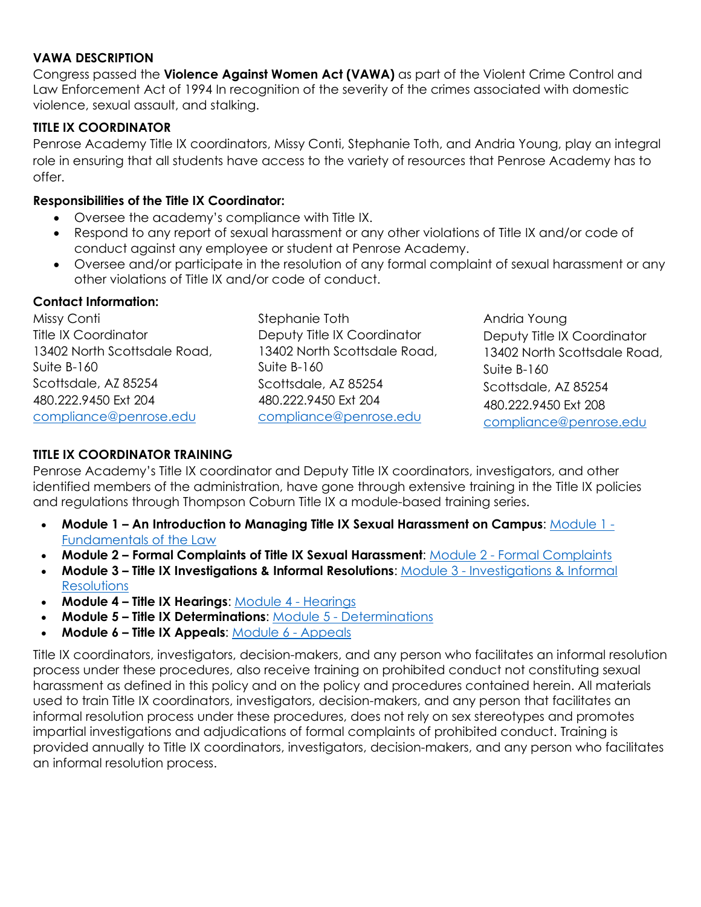### VAWA DESCRIPTION

Congress passed the **Violence Against Women Act (VAWA)** as part of the Violent Crime Control and Law Enforcement Act of 1994 In recognition of the severity of the crimes associated with domestic violence, sexual assault, and stalking.

### TITLE IX COORDINATOR

Penrose Academy Title IX coordinators, Missy Conti, Stephanie Toth, and Andria Young, play an integral role in ensuring that all students have access to the variety of resources that Penrose Academy has to offer.

**Responsibilities of the Title IX Coordinator:**

- Oversee the academy's compliance with Title IX.
- Respond to any report of sexual harassment or any other violations of Title IX and/or code of conduct against any employee or student at Penrose Academy.
- Oversee and/or participate in the resolution of any formal complaint of sexual harassment or any other violations of Title IX and/or code of conduct.

**Contact Information:**

Missy Conti
Title IX Coordinator
13402 North Scottsdale Road, Suite B-160
Scottsdale, AZ 85254
480.222.9450 Ext 204
compliance@penrose.edu

Stephanie Toth
Deputy Title IX Coordinator
13402 North Scottsdale Road, Suite B-160
Scottsdale, AZ 85254
480.222.9450 Ext 204
compliance@penrose.edu

Andria Young
Deputy Title IX Coordinator
13402 North Scottsdale Road, Suite B-160
Scottsdale, AZ 85254
480.222.9450 Ext 208
compliance@penrose.edu

### TITLE IX COORDINATOR TRAINING

Penrose Academy's Title IX coordinator and Deputy Title IX coordinators, investigators, and other identified members of the administration, have gone through extensive training in the Title IX policies and regulations through Thompson Coburn Title IX a module-based training series.

- **Module 1 – An Introduction to Managing Title IX Sexual Harassment on Campus**: Module 1 - Fundamentals of the Law
- **Module 2 – Formal Complaints of Title IX Sexual Harassment**: Module 2 - Formal Complaints
- **Module 3 – Title IX Investigations & Informal Resolutions**: Module 3 - Investigations & Informal Resolutions
- **Module 4 – Title IX Hearings**: Module 4 - Hearings
- **Module 5 – Title IX Determinations**: Module 5 - Determinations
- **Module 6 – Title IX Appeals**: Module 6 - Appeals

Title IX coordinators, investigators, decision-makers, and any person who facilitates an informal resolution process under these procedures, also receive training on prohibited conduct not constituting sexual harassment as defined in this policy and on the policy and procedures contained herein. All materials used to train Title IX coordinators, investigators, decision-makers, and any person that facilitates an informal resolution process under these procedures, does not rely on sex stereotypes and promotes impartial investigations and adjudications of formal complaints of prohibited conduct. Training is provided annually to Title IX coordinators, investigators, decision-makers, and any person who facilitates an informal resolution process.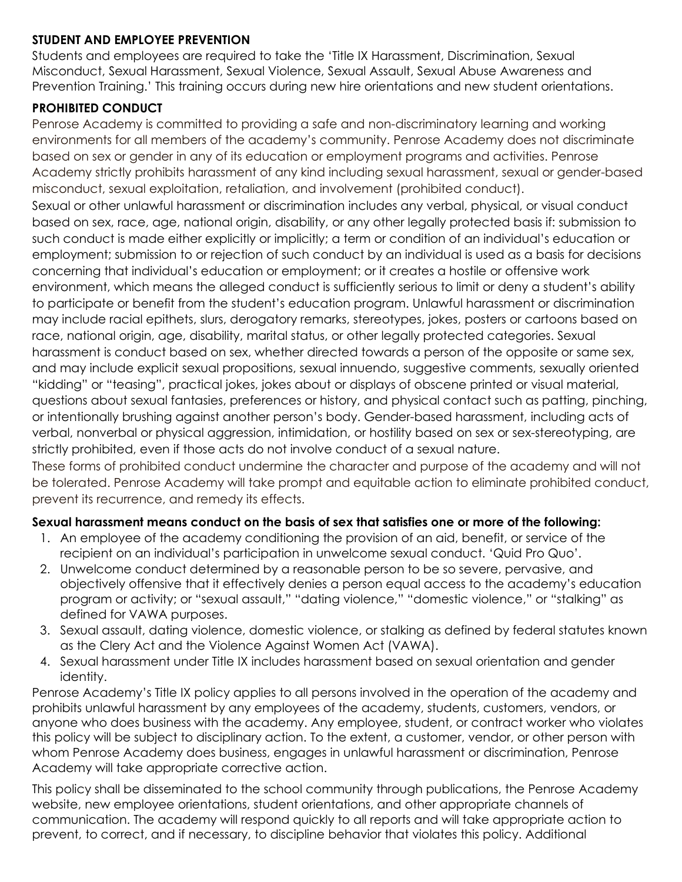**STUDENT AND EMPLOYEE PREVENTION**

Students and employees are required to take the 'Title IX Harassment, Discrimination, Sexual Misconduct, Sexual Harassment, Sexual Violence, Sexual Assault, Sexual Abuse Awareness and Prevention Training.' This training occurs during new hire orientations and new student orientations.

**PROHIBITED CONDUCT**

Penrose Academy is committed to providing a safe and non-discriminatory learning and working environments for all members of the academy's community. Penrose Academy does not discriminate based on sex or gender in any of its education or employment programs and activities. Penrose Academy strictly prohibits harassment of any kind including sexual harassment, sexual or gender-based misconduct, sexual exploitation, retaliation, and involvement (prohibited conduct).

Sexual or other unlawful harassment or discrimination includes any verbal, physical, or visual conduct based on sex, race, age, national origin, disability, or any other legally protected basis if: submission to such conduct is made either explicitly or implicitly; a term or condition of an individual's education or employment; submission to or rejection of such conduct by an individual is used as a basis for decisions concerning that individual's education or employment; or it creates a hostile or offensive work environment, which means the alleged conduct is sufficiently serious to limit or deny a student's ability to participate or benefit from the student's education program. Unlawful harassment or discrimination may include racial epithets, slurs, derogatory remarks, stereotypes, jokes, posters or cartoons based on race, national origin, age, disability, marital status, or other legally protected categories. Sexual harassment is conduct based on sex, whether directed towards a person of the opposite or same sex, and may include explicit sexual propositions, sexual innuendo, suggestive comments, sexually oriented "kidding" or "teasing", practical jokes, jokes about or displays of obscene printed or visual material, questions about sexual fantasies, preferences or history, and physical contact such as patting, pinching, or intentionally brushing against another person's body. Gender-based harassment, including acts of verbal, nonverbal or physical aggression, intimidation, or hostility based on sex or sex-stereotyping, are strictly prohibited, even if those acts do not involve conduct of a sexual nature.

These forms of prohibited conduct undermine the character and purpose of the academy and will not be tolerated. Penrose Academy will take prompt and equitable action to eliminate prohibited conduct, prevent its recurrence, and remedy its effects.

**Sexual harassment means conduct on the basis of sex that satisfies one or more of the following:**

1. An employee of the academy conditioning the provision of an aid, benefit, or service of the recipient on an individual's participation in unwelcome sexual conduct. 'Quid Pro Quo'.
2. Unwelcome conduct determined by a reasonable person to be so severe, pervasive, and objectively offensive that it effectively denies a person equal access to the academy's education program or activity; or "sexual assault," "dating violence," "domestic violence," or "stalking" as defined for VAWA purposes.
3. Sexual assault, dating violence, domestic violence, or stalking as defined by federal statutes known as the Clery Act and the Violence Against Women Act (VAWA).
4. Sexual harassment under Title IX includes harassment based on sexual orientation and gender identity.

Penrose Academy's Title IX policy applies to all persons involved in the operation of the academy and prohibits unlawful harassment by any employees of the academy, students, customers, vendors, or anyone who does business with the academy. Any employee, student, or contract worker who violates this policy will be subject to disciplinary action. To the extent, a customer, vendor, or other person with whom Penrose Academy does business, engages in unlawful harassment or discrimination, Penrose Academy will take appropriate corrective action.

This policy shall be disseminated to the school community through publications, the Penrose Academy website, new employee orientations, student orientations, and other appropriate channels of communication. The academy will respond quickly to all reports and will take appropriate action to prevent, to correct, and if necessary, to discipline behavior that violates this policy. Additional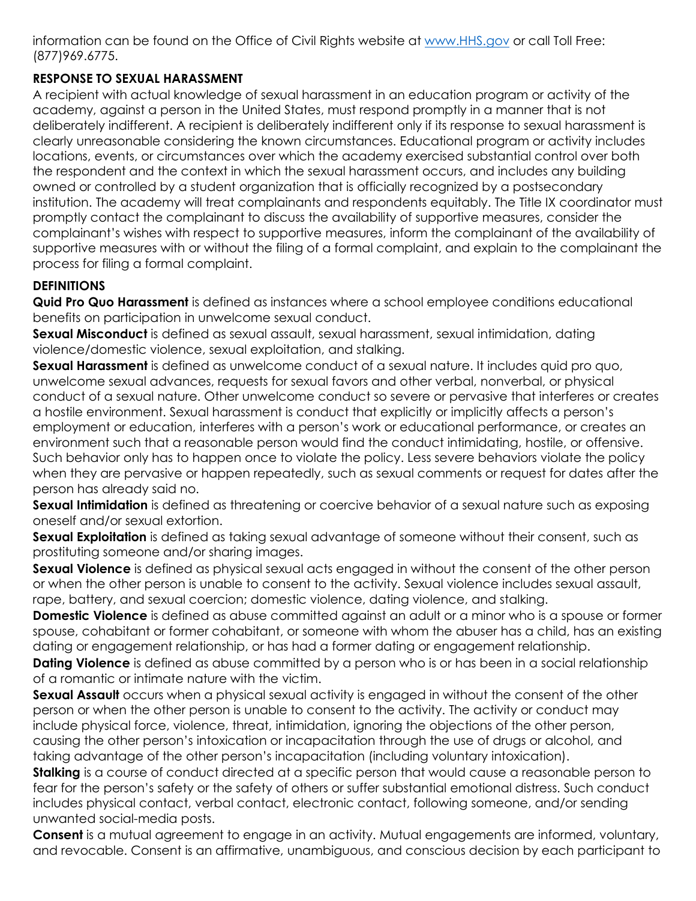information can be found on the Office of Civil Rights website at www.HHS.gov or call Toll Free: (877)969.6775.

### RESPONSE TO SEXUAL HARASSMENT

A recipient with actual knowledge of sexual harassment in an education program or activity of the academy, against a person in the United States, must respond promptly in a manner that is not deliberately indifferent. A recipient is deliberately indifferent only if its response to sexual harassment is clearly unreasonable considering the known circumstances. Educational program or activity includes locations, events, or circumstances over which the academy exercised substantial control over both the respondent and the context in which the sexual harassment occurs, and includes any building owned or controlled by a student organization that is officially recognized by a postsecondary institution. The academy will treat complainants and respondents equitably. The Title IX coordinator must promptly contact the complainant to discuss the availability of supportive measures, consider the complainant's wishes with respect to supportive measures, inform the complainant of the availability of supportive measures with or without the filing of a formal complaint, and explain to the complainant the process for filing a formal complaint.

### DEFINITIONS

**Quid Pro Quo Harassment** is defined as instances where a school employee conditions educational benefits on participation in unwelcome sexual conduct.

**Sexual Misconduct** is defined as sexual assault, sexual harassment, sexual intimidation, dating violence/domestic violence, sexual exploitation, and stalking.

**Sexual Harassment** is defined as unwelcome conduct of a sexual nature. It includes quid pro quo, unwelcome sexual advances, requests for sexual favors and other verbal, nonverbal, or physical conduct of a sexual nature. Other unwelcome conduct so severe or pervasive that interferes or creates a hostile environment. Sexual harassment is conduct that explicitly or implicitly affects a person's employment or education, interferes with a person's work or educational performance, or creates an environment such that a reasonable person would find the conduct intimidating, hostile, or offensive. Such behavior only has to happen once to violate the policy. Less severe behaviors violate the policy when they are pervasive or happen repeatedly, such as sexual comments or request for dates after the person has already said no.

**Sexual Intimidation** is defined as threatening or coercive behavior of a sexual nature such as exposing oneself and/or sexual extortion.

**Sexual Exploitation** is defined as taking sexual advantage of someone without their consent, such as prostituting someone and/or sharing images.

**Sexual Violence** is defined as physical sexual acts engaged in without the consent of the other person or when the other person is unable to consent to the activity. Sexual violence includes sexual assault, rape, battery, and sexual coercion; domestic violence, dating violence, and stalking.

**Domestic Violence** is defined as abuse committed against an adult or a minor who is a spouse or former spouse, cohabitant or former cohabitant, or someone with whom the abuser has a child, has an existing dating or engagement relationship, or has had a former dating or engagement relationship.

**Dating Violence** is defined as abuse committed by a person who is or has been in a social relationship of a romantic or intimate nature with the victim.

**Sexual Assault** occurs when a physical sexual activity is engaged in without the consent of the other person or when the other person is unable to consent to the activity. The activity or conduct may include physical force, violence, threat, intimidation, ignoring the objections of the other person, causing the other person's intoxication or incapacitation through the use of drugs or alcohol, and taking advantage of the other person's incapacitation (including voluntary intoxication).

**Stalking** is a course of conduct directed at a specific person that would cause a reasonable person to fear for the person's safety or the safety of others or suffer substantial emotional distress. Such conduct includes physical contact, verbal contact, electronic contact, following someone, and/or sending unwanted social-media posts.

**Consent** is a mutual agreement to engage in an activity. Mutual engagements are informed, voluntary, and revocable. Consent is an affirmative, unambiguous, and conscious decision by each participant to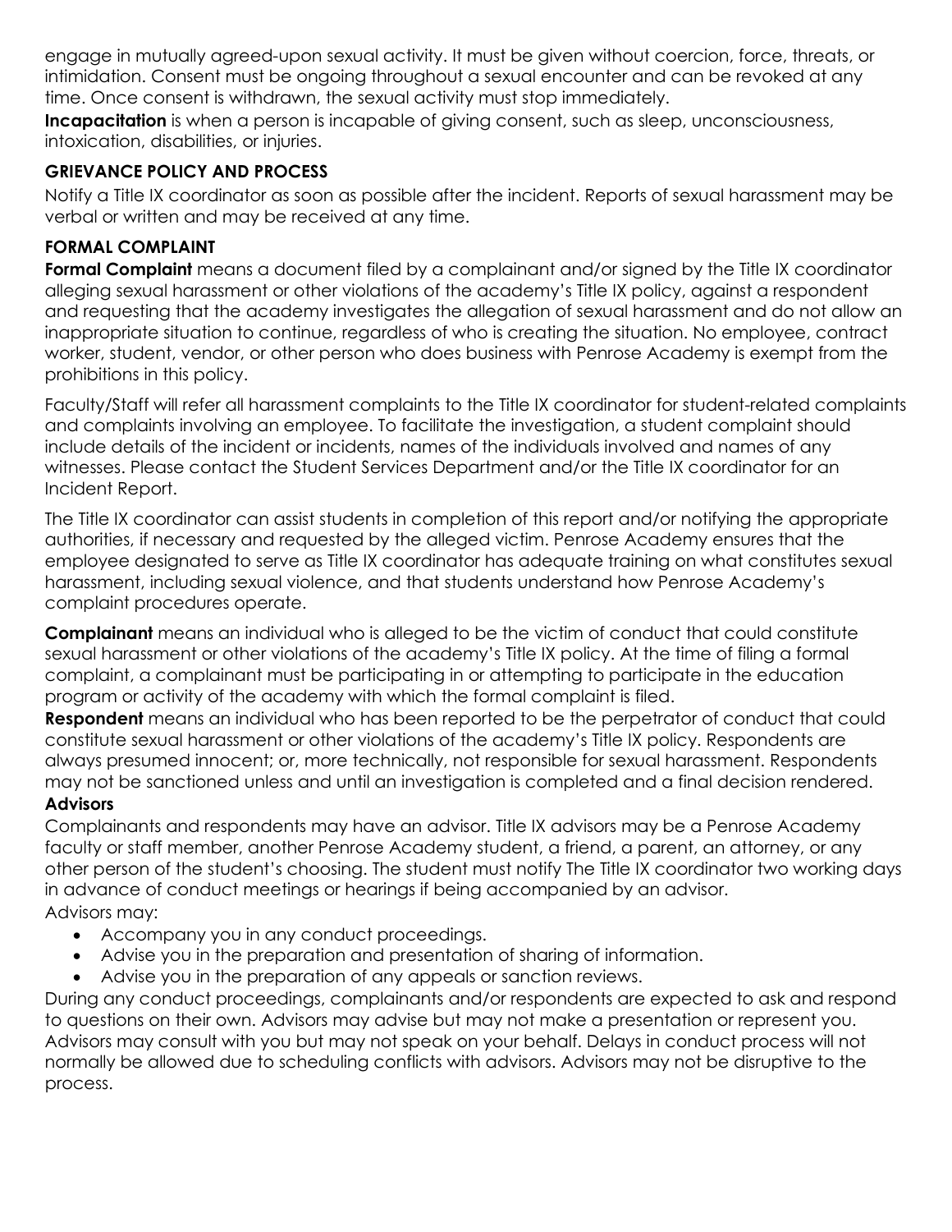engage in mutually agreed-upon sexual activity. It must be given without coercion, force, threats, or intimidation. Consent must be ongoing throughout a sexual encounter and can be revoked at any time. Once consent is withdrawn, the sexual activity must stop immediately.

**Incapacitation** is when a person is incapable of giving consent, such as sleep, unconsciousness, intoxication, disabilities, or injuries.

### GRIEVANCE POLICY AND PROCESS

Notify a Title IX coordinator as soon as possible after the incident. Reports of sexual harassment may be verbal or written and may be received at any time.

### FORMAL COMPLAINT

**Formal Complaint** means a document filed by a complainant and/or signed by the Title IX coordinator alleging sexual harassment or other violations of the academy's Title IX policy, against a respondent and requesting that the academy investigates the allegation of sexual harassment and do not allow an inappropriate situation to continue, regardless of who is creating the situation. No employee, contract worker, student, vendor, or other person who does business with Penrose Academy is exempt from the prohibitions in this policy.

Faculty/Staff will refer all harassment complaints to the Title IX coordinator for student-related complaints and complaints involving an employee. To facilitate the investigation, a student complaint should include details of the incident or incidents, names of the individuals involved and names of any witnesses. Please contact the Student Services Department and/or the Title IX coordinator for an Incident Report.

The Title IX coordinator can assist students in completion of this report and/or notifying the appropriate authorities, if necessary and requested by the alleged victim. Penrose Academy ensures that the employee designated to serve as Title IX coordinator has adequate training on what constitutes sexual harassment, including sexual violence, and that students understand how Penrose Academy's complaint procedures operate.

**Complainant** means an individual who is alleged to be the victim of conduct that could constitute sexual harassment or other violations of the academy's Title IX policy. At the time of filing a formal complaint, a complainant must be participating in or attempting to participate in the education program or activity of the academy with which the formal complaint is filed.

**Respondent** means an individual who has been reported to be the perpetrator of conduct that could constitute sexual harassment or other violations of the academy's Title IX policy. Respondents are always presumed innocent; or, more technically, not responsible for sexual harassment. Respondents may not be sanctioned unless and until an investigation is completed and a final decision rendered.

**Advisors**

Complainants and respondents may have an advisor. Title IX advisors may be a Penrose Academy faculty or staff member, another Penrose Academy student, a friend, a parent, an attorney, or any other person of the student's choosing. The student must notify The Title IX coordinator two working days in advance of conduct meetings or hearings if being accompanied by an advisor.

Advisors may:

- Accompany you in any conduct proceedings.
- Advise you in the preparation and presentation of sharing of information.
- Advise you in the preparation of any appeals or sanction reviews.

During any conduct proceedings, complainants and/or respondents are expected to ask and respond to questions on their own. Advisors may advise but may not make a presentation or represent you. Advisors may consult with you but may not speak on your behalf. Delays in conduct process will not normally be allowed due to scheduling conflicts with advisors. Advisors may not be disruptive to the process.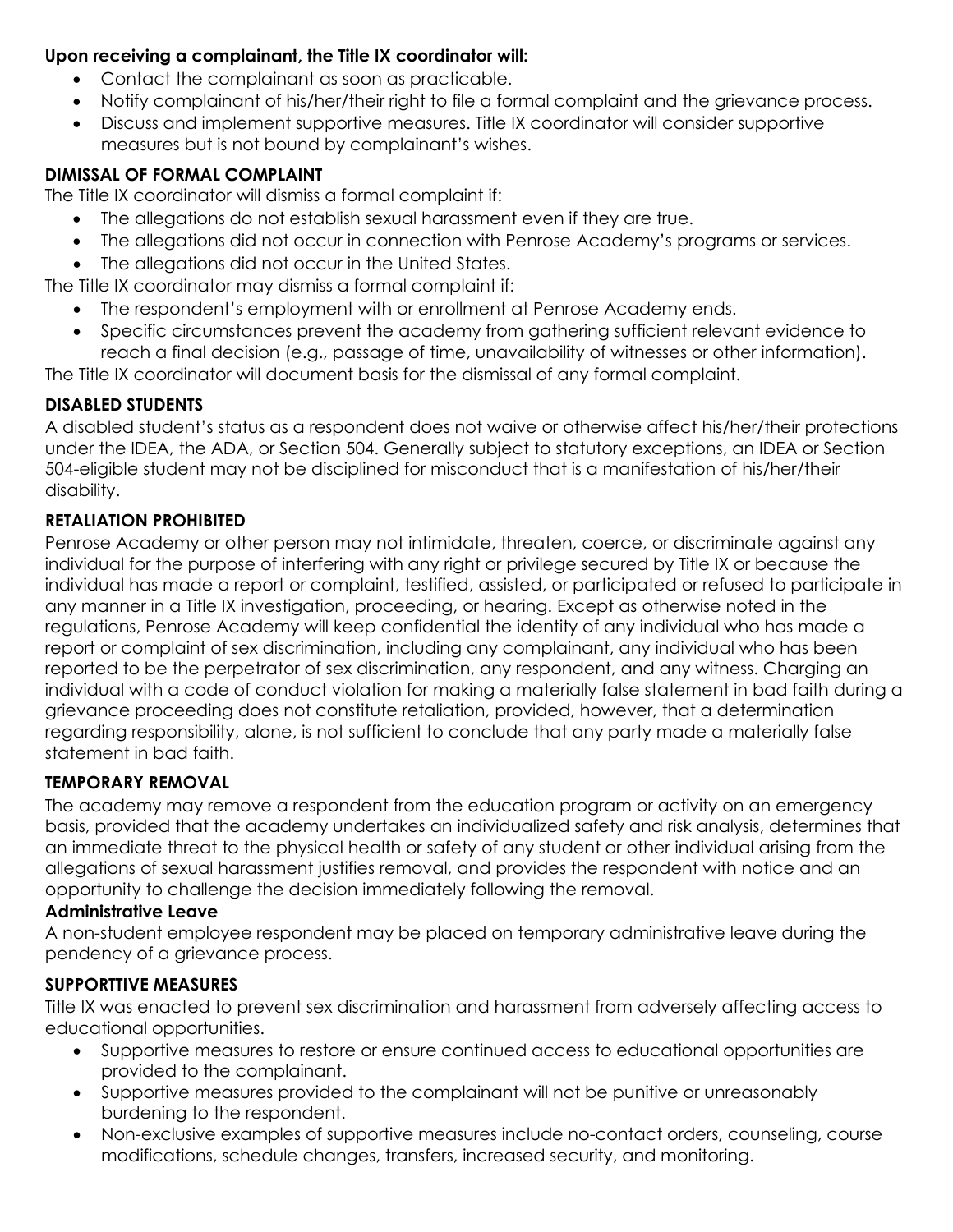**Upon receiving a complainant, the Title IX coordinator will:**

- Contact the complainant as soon as practicable.
- Notify complainant of his/her/their right to file a formal complaint and the grievance process.
- Discuss and implement supportive measures. Title IX coordinator will consider supportive measures but is not bound by complainant's wishes.

**DIMISSAL OF FORMAL COMPLAINT**

The Title IX coordinator will dismiss a formal complaint if:

- The allegations do not establish sexual harassment even if they are true.
- The allegations did not occur in connection with Penrose Academy's programs or services.
- The allegations did not occur in the United States.

The Title IX coordinator may dismiss a formal complaint if:

- The respondent's employment with or enrollment at Penrose Academy ends.
- Specific circumstances prevent the academy from gathering sufficient relevant evidence to reach a final decision (e.g., passage of time, unavailability of witnesses or other information).

The Title IX coordinator will document basis for the dismissal of any formal complaint.

**DISABLED STUDENTS**

A disabled student's status as a respondent does not waive or otherwise affect his/her/their protections under the IDEA, the ADA, or Section 504. Generally subject to statutory exceptions, an IDEA or Section 504-eligible student may not be disciplined for misconduct that is a manifestation of his/her/their disability.

**RETALIATION PROHIBITED**

Penrose Academy or other person may not intimidate, threaten, coerce, or discriminate against any individual for the purpose of interfering with any right or privilege secured by Title IX or because the individual has made a report or complaint, testified, assisted, or participated or refused to participate in any manner in a Title IX investigation, proceeding, or hearing. Except as otherwise noted in the regulations, Penrose Academy will keep confidential the identity of any individual who has made a report or complaint of sex discrimination, including any complainant, any individual who has been reported to be the perpetrator of sex discrimination, any respondent, and any witness. Charging an individual with a code of conduct violation for making a materially false statement in bad faith during a grievance proceeding does not constitute retaliation, provided, however, that a determination regarding responsibility, alone, is not sufficient to conclude that any party made a materially false statement in bad faith.

**TEMPORARY REMOVAL**

The academy may remove a respondent from the education program or activity on an emergency basis, provided that the academy undertakes an individualized safety and risk analysis, determines that an immediate threat to the physical health or safety of any student or other individual arising from the allegations of sexual harassment justifies removal, and provides the respondent with notice and an opportunity to challenge the decision immediately following the removal.

**Administrative Leave**

A non-student employee respondent may be placed on temporary administrative leave during the pendency of a grievance process.

**SUPPORTTIVE MEASURES**

Title IX was enacted to prevent sex discrimination and harassment from adversely affecting access to educational opportunities.

- Supportive measures to restore or ensure continued access to educational opportunities are provided to the complainant.
- Supportive measures provided to the complainant will not be punitive or unreasonably burdening to the respondent.
- Non-exclusive examples of supportive measures include no-contact orders, counseling, course modifications, schedule changes, transfers, increased security, and monitoring.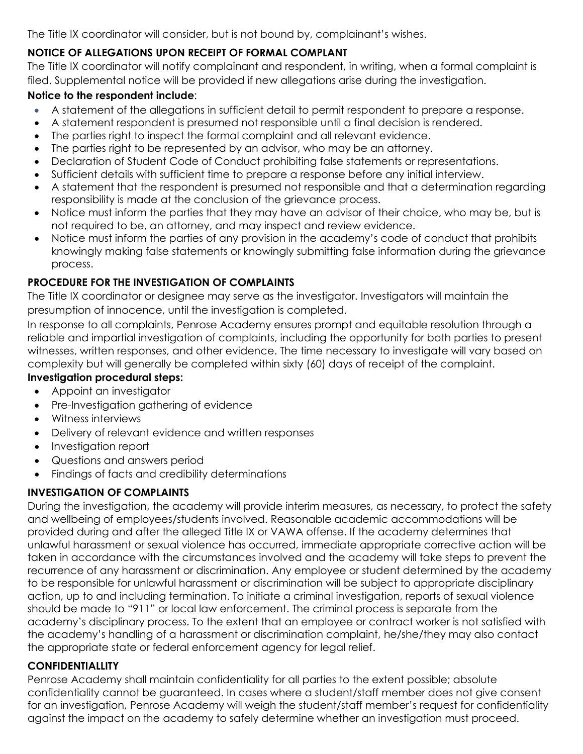The Title IX coordinator will consider, but is not bound by, complainant's wishes.

**NOTICE OF ALLEGATIONS UPON RECEIPT OF FORMAL COMPLANT**

The Title IX coordinator will notify complainant and respondent, in writing, when a formal complaint is filed. Supplemental notice will be provided if new allegations arise during the investigation.

**Notice to the respondent include**:

- A statement of the allegations in sufficient detail to permit respondent to prepare a response.
- A statement respondent is presumed not responsible until a final decision is rendered.
- The parties right to inspect the formal complaint and all relevant evidence.
- The parties right to be represented by an advisor, who may be an attorney.
- Declaration of Student Code of Conduct prohibiting false statements or representations.
- Sufficient details with sufficient time to prepare a response before any initial interview.
- A statement that the respondent is presumed not responsible and that a determination regarding responsibility is made at the conclusion of the grievance process.
- Notice must inform the parties that they may have an advisor of their choice, who may be, but is not required to be, an attorney, and may inspect and review evidence.
- Notice must inform the parties of any provision in the academy's code of conduct that prohibits knowingly making false statements or knowingly submitting false information during the grievance process.

**PROCEDURE FOR THE INVESTIGATION OF COMPLAINTS**

The Title IX coordinator or designee may serve as the investigator. Investigators will maintain the presumption of innocence, until the investigation is completed.

In response to all complaints, Penrose Academy ensures prompt and equitable resolution through a reliable and impartial investigation of complaints, including the opportunity for both parties to present witnesses, written responses, and other evidence. The time necessary to investigate will vary based on complexity but will generally be completed within sixty (60) days of receipt of the complaint.

**Investigation procedural steps:**

- Appoint an investigator
- Pre-Investigation gathering of evidence
- Witness interviews
- Delivery of relevant evidence and written responses
- Investigation report
- Questions and answers period
- Findings of facts and credibility determinations

**INVESTIGATION OF COMPLAINTS**

During the investigation, the academy will provide interim measures, as necessary, to protect the safety and wellbeing of employees/students involved. Reasonable academic accommodations will be provided during and after the alleged Title IX or VAWA offense. If the academy determines that unlawful harassment or sexual violence has occurred, immediate appropriate corrective action will be taken in accordance with the circumstances involved and the academy will take steps to prevent the recurrence of any harassment or discrimination. Any employee or student determined by the academy to be responsible for unlawful harassment or discrimination will be subject to appropriate disciplinary action, up to and including termination. To initiate a criminal investigation, reports of sexual violence should be made to "911" or local law enforcement. The criminal process is separate from the academy's disciplinary process. To the extent that an employee or contract worker is not satisfied with the academy's handling of a harassment or discrimination complaint, he/she/they may also contact the appropriate state or federal enforcement agency for legal relief.

**CONFIDENTIALLITY**

Penrose Academy shall maintain confidentiality for all parties to the extent possible; absolute confidentiality cannot be guaranteed. In cases where a student/staff member does not give consent for an investigation, Penrose Academy will weigh the student/staff member's request for confidentiality against the impact on the academy to safely determine whether an investigation must proceed.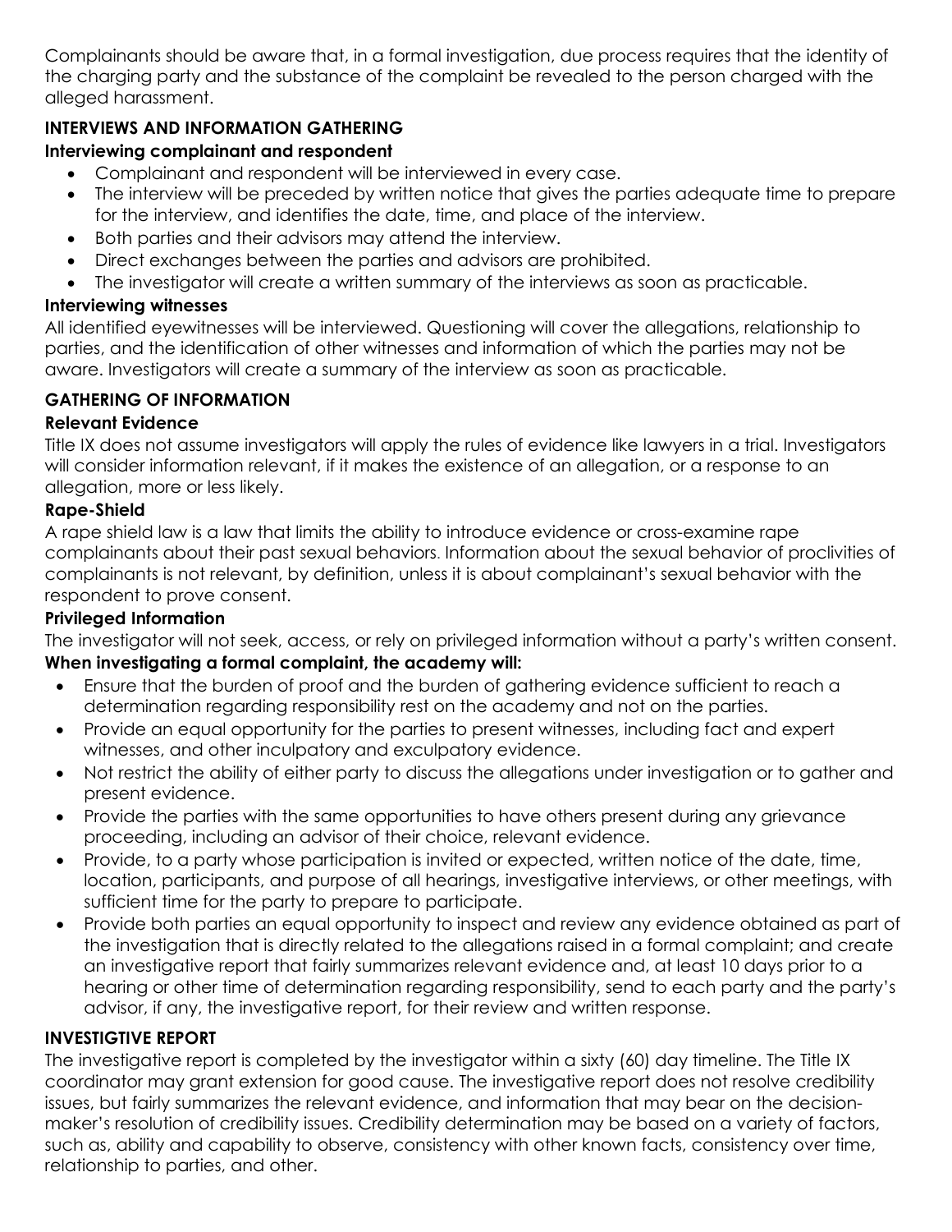Complainants should be aware that, in a formal investigation, due process requires that the identity of the charging party and the substance of the complaint be revealed to the person charged with the alleged harassment.

**INTERVIEWS AND INFORMATION GATHERING**

**Interviewing complainant and respondent**

- Complainant and respondent will be interviewed in every case.
- The interview will be preceded by written notice that gives the parties adequate time to prepare for the interview, and identifies the date, time, and place of the interview.
- Both parties and their advisors may attend the interview.
- Direct exchanges between the parties and advisors are prohibited.
- The investigator will create a written summary of the interviews as soon as practicable.

**Interviewing witnesses**

All identified eyewitnesses will be interviewed. Questioning will cover the allegations, relationship to parties, and the identification of other witnesses and information of which the parties may not be aware. Investigators will create a summary of the interview as soon as practicable.

**GATHERING OF INFORMATION**

**Relevant Evidence**

Title IX does not assume investigators will apply the rules of evidence like lawyers in a trial. Investigators will consider information relevant, if it makes the existence of an allegation, or a response to an allegation, more or less likely.

**Rape-Shield**

A rape shield law is a law that limits the ability to introduce evidence or cross-examine rape complainants about their past sexual behaviors. Information about the sexual behavior of proclivities of complainants is not relevant, by definition, unless it is about complainant's sexual behavior with the respondent to prove consent.

**Privileged Information**

The investigator will not seek, access, or rely on privileged information without a party's written consent.

**When investigating a formal complaint, the academy will:**

- Ensure that the burden of proof and the burden of gathering evidence sufficient to reach a determination regarding responsibility rest on the academy and not on the parties.
- Provide an equal opportunity for the parties to present witnesses, including fact and expert witnesses, and other inculpatory and exculpatory evidence.
- Not restrict the ability of either party to discuss the allegations under investigation or to gather and present evidence.
- Provide the parties with the same opportunities to have others present during any grievance proceeding, including an advisor of their choice, relevant evidence.
- Provide, to a party whose participation is invited or expected, written notice of the date, time, location, participants, and purpose of all hearings, investigative interviews, or other meetings, with sufficient time for the party to prepare to participate.
- Provide both parties an equal opportunity to inspect and review any evidence obtained as part of the investigation that is directly related to the allegations raised in a formal complaint; and create an investigative report that fairly summarizes relevant evidence and, at least 10 days prior to a hearing or other time of determination regarding responsibility, send to each party and the party's advisor, if any, the investigative report, for their review and written response.

**INVESTIGTIVE REPORT**

The investigative report is completed by the investigator within a sixty (60) day timeline. The Title IX coordinator may grant extension for good cause. The investigative report does not resolve credibility issues, but fairly summarizes the relevant evidence, and information that may bear on the decision-maker's resolution of credibility issues. Credibility determination may be based on a variety of factors, such as, ability and capability to observe, consistency with other known facts, consistency over time, relationship to parties, and other.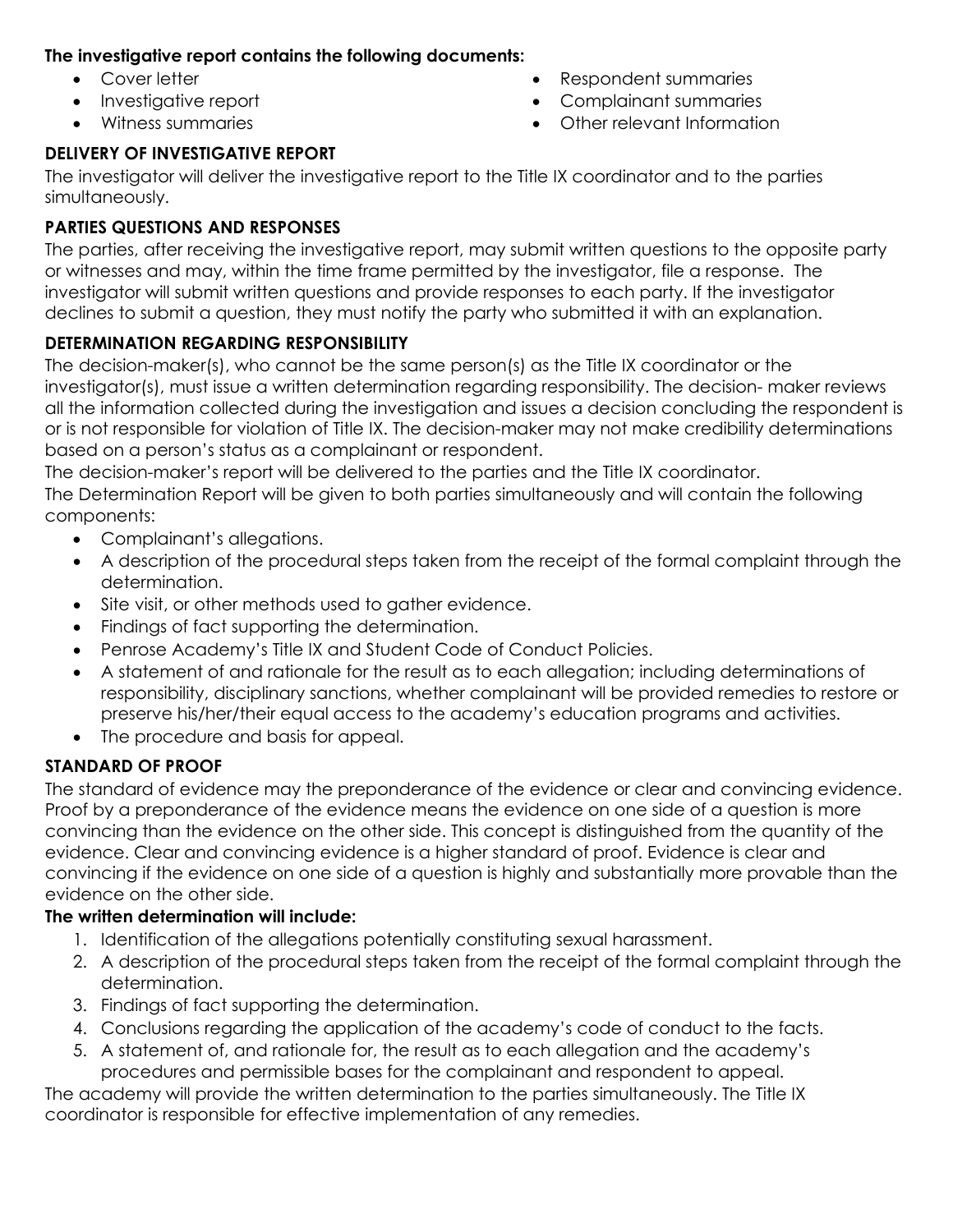**The investigative report contains the following documents:**

- Cover letter
- Investigative report
- Witness summaries
- Respondent summaries
- Complainant summaries
- Other relevant Information

**DELIVERY OF INVESTIGATIVE REPORT**

The investigator will deliver the investigative report to the Title IX coordinator and to the parties simultaneously.

**PARTIES QUESTIONS AND RESPONSES**

The parties, after receiving the investigative report, may submit written questions to the opposite party or witnesses and may, within the time frame permitted by the investigator, file a response. The investigator will submit written questions and provide responses to each party. If the investigator declines to submit a question, they must notify the party who submitted it with an explanation.

**DETERMINATION REGARDING RESPONSIBILITY**

The decision-maker(s), who cannot be the same person(s) as the Title IX coordinator or the investigator(s), must issue a written determination regarding responsibility. The decision- maker reviews all the information collected during the investigation and issues a decision concluding the respondent is or is not responsible for violation of Title IX. The decision-maker may not make credibility determinations based on a person's status as a complainant or respondent.

The decision-maker's report will be delivered to the parties and the Title IX coordinator.

The Determination Report will be given to both parties simultaneously and will contain the following components:

- Complainant's allegations.
- A description of the procedural steps taken from the receipt of the formal complaint through the determination.
- Site visit, or other methods used to gather evidence.
- Findings of fact supporting the determination.
- Penrose Academy's Title IX and Student Code of Conduct Policies.
- A statement of and rationale for the result as to each allegation; including determinations of responsibility, disciplinary sanctions, whether complainant will be provided remedies to restore or preserve his/her/their equal access to the academy's education programs and activities.
- The procedure and basis for appeal.

**STANDARD OF PROOF**

The standard of evidence may the preponderance of the evidence or clear and convincing evidence. Proof by a preponderance of the evidence means the evidence on one side of a question is more convincing than the evidence on the other side. This concept is distinguished from the quantity of the evidence. Clear and convincing evidence is a higher standard of proof. Evidence is clear and convincing if the evidence on one side of a question is highly and substantially more provable than the evidence on the other side.

**The written determination will include:**

1. Identification of the allegations potentially constituting sexual harassment.
2. A description of the procedural steps taken from the receipt of the formal complaint through the determination.
3. Findings of fact supporting the determination.
4. Conclusions regarding the application of the academy's code of conduct to the facts.
5. A statement of, and rationale for, the result as to each allegation and the academy's procedures and permissible bases for the complainant and respondent to appeal.

The academy will provide the written determination to the parties simultaneously. The Title IX coordinator is responsible for effective implementation of any remedies.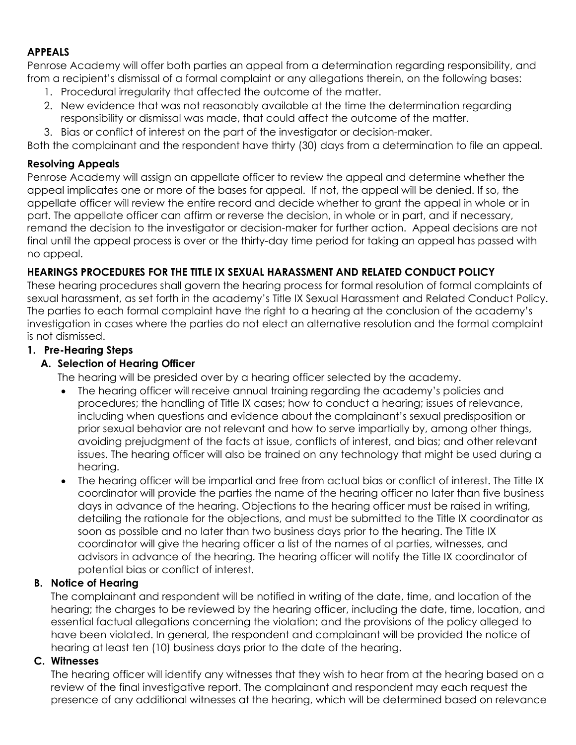**APPEALS**

Penrose Academy will offer both parties an appeal from a determination regarding responsibility, and from a recipient's dismissal of a formal complaint or any allegations therein, on the following bases:

1. Procedural irregularity that affected the outcome of the matter.
2. New evidence that was not reasonably available at the time the determination regarding responsibility or dismissal was made, that could affect the outcome of the matter.
3. Bias or conflict of interest on the part of the investigator or decision-maker.

Both the complainant and the respondent have thirty (30) days from a determination to file an appeal.

**Resolving Appeals**

Penrose Academy will assign an appellate officer to review the appeal and determine whether the appeal implicates one or more of the bases for appeal. If not, the appeal will be denied. If so, the appellate officer will review the entire record and decide whether to grant the appeal in whole or in part. The appellate officer can affirm or reverse the decision, in whole or in part, and if necessary, remand the decision to the investigator or decision-maker for further action. Appeal decisions are not final until the appeal process is over or the thirty-day time period for taking an appeal has passed with no appeal.

**HEARINGS PROCEDURES FOR THE TITLE IX SEXUAL HARASSMENT AND RELATED CONDUCT POLICY**

These hearing procedures shall govern the hearing process for formal resolution of formal complaints of sexual harassment, as set forth in the academy's Title IX Sexual Harassment and Related Conduct Policy. The parties to each formal complaint have the right to a hearing at the conclusion of the academy's investigation in cases where the parties do not elect an alternative resolution and the formal complaint is not dismissed.

**1. Pre-Hearing Steps**

**A. Selection of Hearing Officer**

The hearing will be presided over by a hearing officer selected by the academy.

- The hearing officer will receive annual training regarding the academy's policies and procedures; the handling of Title IX cases; how to conduct a hearing; issues of relevance, including when questions and evidence about the complainant's sexual predisposition or prior sexual behavior are not relevant and how to serve impartially by, among other things, avoiding prejudgment of the facts at issue, conflicts of interest, and bias; and other relevant issues. The hearing officer will also be trained on any technology that might be used during a hearing.
- The hearing officer will be impartial and free from actual bias or conflict of interest. The Title IX coordinator will provide the parties the name of the hearing officer no later than five business days in advance of the hearing. Objections to the hearing officer must be raised in writing, detailing the rationale for the objections, and must be submitted to the Title IX coordinator as soon as possible and no later than two business days prior to the hearing. The Title IX coordinator will give the hearing officer a list of the names of al parties, witnesses, and advisors in advance of the hearing. The hearing officer will notify the Title IX coordinator of potential bias or conflict of interest.

**B. Notice of Hearing**

The complainant and respondent will be notified in writing of the date, time, and location of the hearing; the charges to be reviewed by the hearing officer, including the date, time, location, and essential factual allegations concerning the violation; and the provisions of the policy alleged to have been violated. In general, the respondent and complainant will be provided the notice of hearing at least ten (10) business days prior to the date of the hearing.

**C. Witnesses**

The hearing officer will identify any witnesses that they wish to hear from at the hearing based on a review of the final investigative report. The complainant and respondent may each request the presence of any additional witnesses at the hearing, which will be determined based on relevance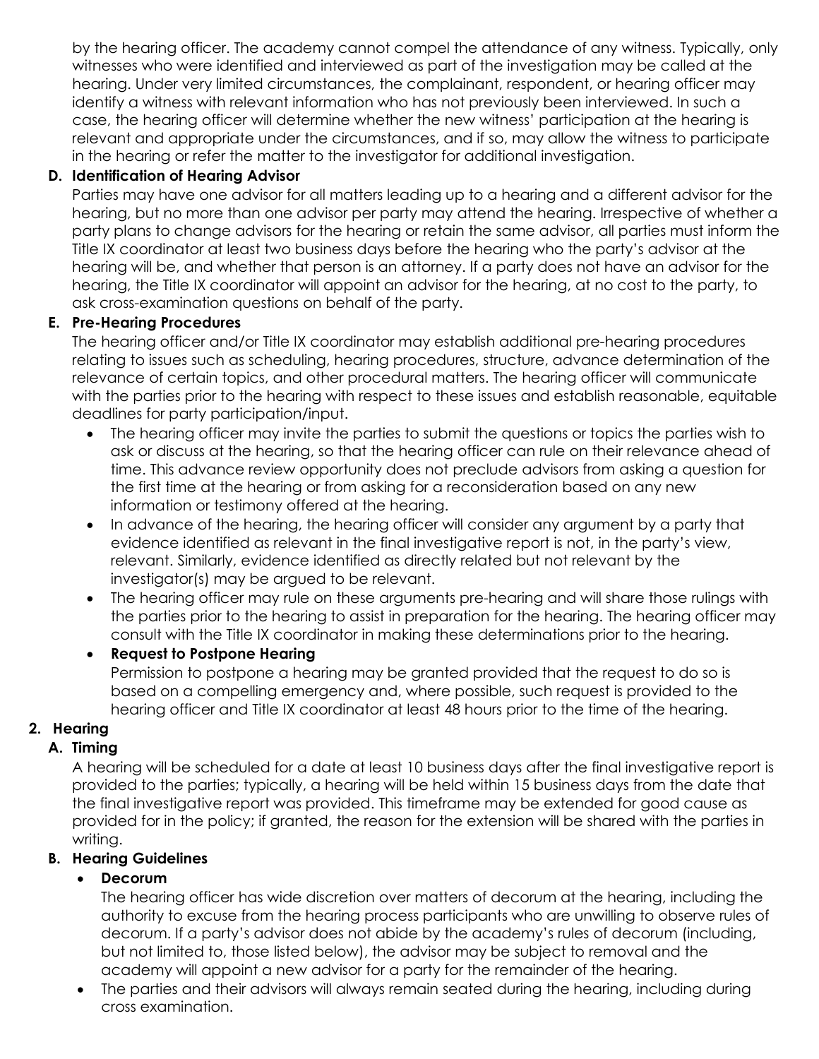by the hearing officer. The academy cannot compel the attendance of any witness. Typically, only witnesses who were identified and interviewed as part of the investigation may be called at the hearing. Under very limited circumstances, the complainant, respondent, or hearing officer may identify a witness with relevant information who has not previously been interviewed. In such a case, the hearing officer will determine whether the new witness' participation at the hearing is relevant and appropriate under the circumstances, and if so, may allow the witness to participate in the hearing or refer the matter to the investigator for additional investigation.

**D. Identification of Hearing Advisor**

Parties may have one advisor for all matters leading up to a hearing and a different advisor for the hearing, but no more than one advisor per party may attend the hearing. Irrespective of whether a party plans to change advisors for the hearing or retain the same advisor, all parties must inform the Title IX coordinator at least two business days before the hearing who the party's advisor at the hearing will be, and whether that person is an attorney. If a party does not have an advisor for the hearing, the Title IX coordinator will appoint an advisor for the hearing, at no cost to the party, to ask cross-examination questions on behalf of the party.

**E. Pre-Hearing Procedures**

The hearing officer and/or Title IX coordinator may establish additional pre-hearing procedures relating to issues such as scheduling, hearing procedures, structure, advance determination of the relevance of certain topics, and other procedural matters. The hearing officer will communicate with the parties prior to the hearing with respect to these issues and establish reasonable, equitable deadlines for party participation/input.

- The hearing officer may invite the parties to submit the questions or topics the parties wish to ask or discuss at the hearing, so that the hearing officer can rule on their relevance ahead of time. This advance review opportunity does not preclude advisors from asking a question for the first time at the hearing or from asking for a reconsideration based on any new information or testimony offered at the hearing.
- In advance of the hearing, the hearing officer will consider any argument by a party that evidence identified as relevant in the final investigative report is not, in the party's view, relevant. Similarly, evidence identified as directly related but not relevant by the investigator(s) may be argued to be relevant.
- The hearing officer may rule on these arguments pre-hearing and will share those rulings with the parties prior to the hearing to assist in preparation for the hearing. The hearing officer may consult with the Title IX coordinator in making these determinations prior to the hearing.
- **Request to Postpone Hearing**

  Permission to postpone a hearing may be granted provided that the request to do so is based on a compelling emergency and, where possible, such request is provided to the hearing officer and Title IX coordinator at least 48 hours prior to the time of the hearing.

**2. Hearing**

**A. Timing**

A hearing will be scheduled for a date at least 10 business days after the final investigative report is provided to the parties; typically, a hearing will be held within 15 business days from the date that the final investigative report was provided. This timeframe may be extended for good cause as provided for in the policy; if granted, the reason for the extension will be shared with the parties in writing.

**B. Hearing Guidelines**

- **Decorum**

  The hearing officer has wide discretion over matters of decorum at the hearing, including the authority to excuse from the hearing process participants who are unwilling to observe rules of decorum. If a party's advisor does not abide by the academy's rules of decorum (including, but not limited to, those listed below), the advisor may be subject to removal and the academy will appoint a new advisor for a party for the remainder of the hearing.
- The parties and their advisors will always remain seated during the hearing, including during cross examination.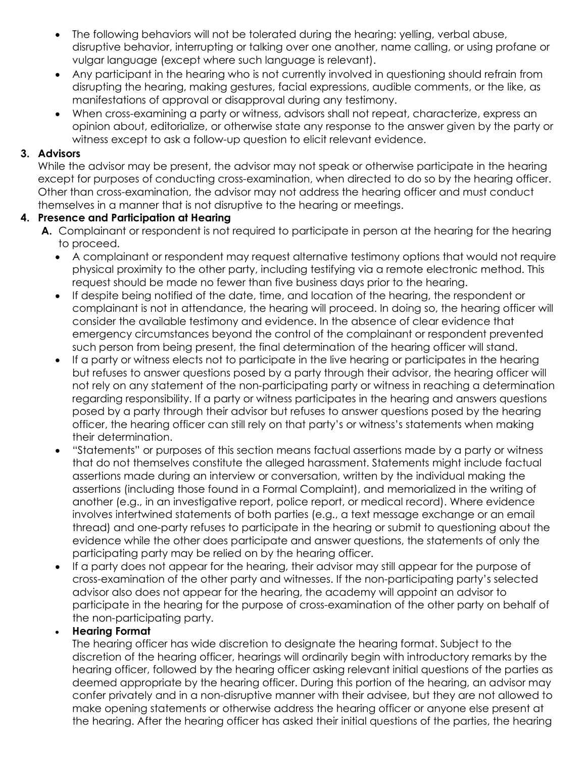- The following behaviors will not be tolerated during the hearing: yelling, verbal abuse, disruptive behavior, interrupting or talking over one another, name calling, or using profane or vulgar language (except where such language is relevant).
- Any participant in the hearing who is not currently involved in questioning should refrain from disrupting the hearing, making gestures, facial expressions, audible comments, or the like, as manifestations of approval or disapproval during any testimony.
- When cross-examining a party or witness, advisors shall not repeat, characterize, express an opinion about, editorialize, or otherwise state any response to the answer given by the party or witness except to ask a follow-up question to elicit relevant evidence.

**3. Advisors**

While the advisor may be present, the advisor may not speak or otherwise participate in the hearing except for purposes of conducting cross-examination, when directed to do so by the hearing officer. Other than cross-examination, the advisor may not address the hearing officer and must conduct themselves in a manner that is not disruptive to the hearing or meetings.

**4. Presence and Participation at Hearing**

**A.** Complainant or respondent is not required to participate in person at the hearing for the hearing to proceed.

- A complainant or respondent may request alternative testimony options that would not require physical proximity to the other party, including testifying via a remote electronic method. This request should be made no fewer than five business days prior to the hearing.
- If despite being notified of the date, time, and location of the hearing, the respondent or complainant is not in attendance, the hearing will proceed. In doing so, the hearing officer will consider the available testimony and evidence. In the absence of clear evidence that emergency circumstances beyond the control of the complainant or respondent prevented such person from being present, the final determination of the hearing officer will stand.
- If a party or witness elects not to participate in the live hearing or participates in the hearing but refuses to answer questions posed by a party through their advisor, the hearing officer will not rely on any statement of the non-participating party or witness in reaching a determination regarding responsibility. If a party or witness participates in the hearing and answers questions posed by a party through their advisor but refuses to answer questions posed by the hearing officer, the hearing officer can still rely on that party's or witness's statements when making their determination.
- "Statements" or purposes of this section means factual assertions made by a party or witness that do not themselves constitute the alleged harassment. Statements might include factual assertions made during an interview or conversation, written by the individual making the assertions (including those found in a Formal Complaint), and memorialized in the writing of another (e.g., in an investigative report, police report, or medical record). Where evidence involves intertwined statements of both parties (e.g., a text message exchange or an email thread) and one-party refuses to participate in the hearing or submit to questioning about the evidence while the other does participate and answer questions, the statements of only the participating party may be relied on by the hearing officer.
- If a party does not appear for the hearing, their advisor may still appear for the purpose of cross-examination of the other party and witnesses. If the non-participating party's selected advisor also does not appear for the hearing, the academy will appoint an advisor to participate in the hearing for the purpose of cross-examination of the other party on behalf of the non-participating party.
- **Hearing Format**

  The hearing officer has wide discretion to designate the hearing format. Subject to the discretion of the hearing officer, hearings will ordinarily begin with introductory remarks by the hearing officer, followed by the hearing officer asking relevant initial questions of the parties as deemed appropriate by the hearing officer. During this portion of the hearing, an advisor may confer privately and in a non-disruptive manner with their advisee, but they are not allowed to make opening statements or otherwise address the hearing officer or anyone else present at the hearing. After the hearing officer has asked their initial questions of the parties, the hearing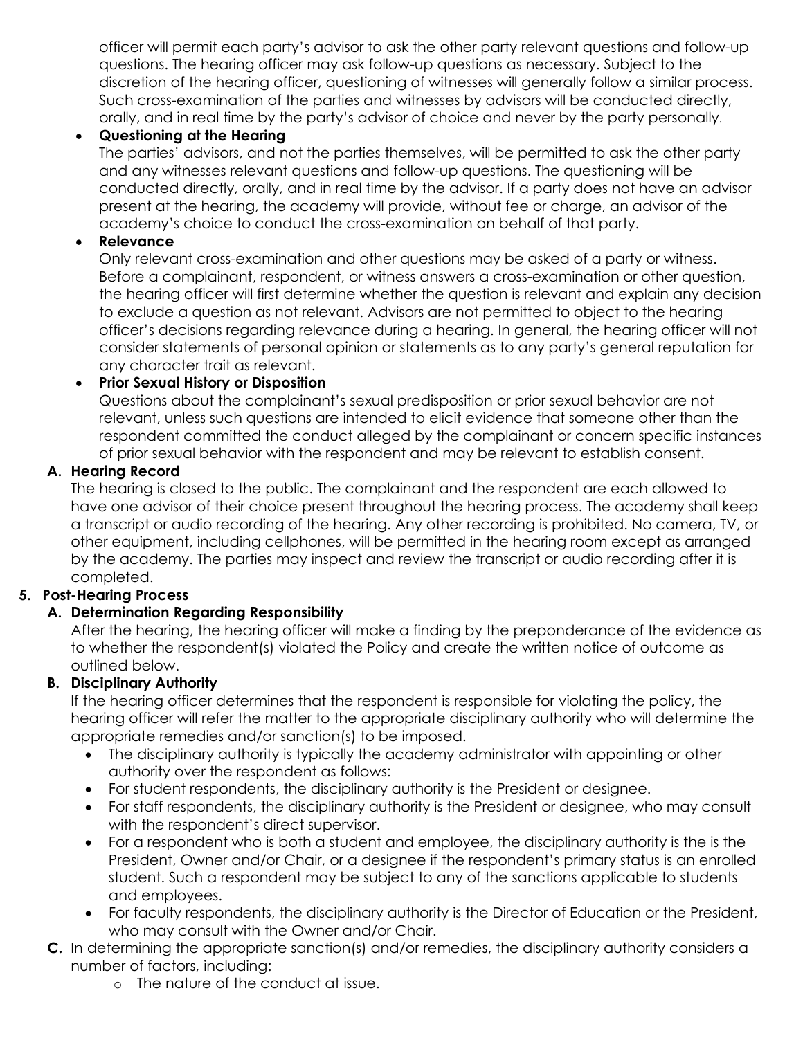officer will permit each party's advisor to ask the other party relevant questions and follow-up questions. The hearing officer may ask follow-up questions as necessary. Subject to the discretion of the hearing officer, questioning of witnesses will generally follow a similar process. Such cross-examination of the parties and witnesses by advisors will be conducted directly, orally, and in real time by the party's advisor of choice and never by the party personally.

- **Questioning at the Hearing**
  The parties' advisors, and not the parties themselves, will be permitted to ask the other party and any witnesses relevant questions and follow-up questions. The questioning will be conducted directly, orally, and in real time by the advisor. If a party does not have an advisor present at the hearing, the academy will provide, without fee or charge, an advisor of the academy's choice to conduct the cross-examination on behalf of that party.
- **Relevance**
  Only relevant cross-examination and other questions may be asked of a party or witness. Before a complainant, respondent, or witness answers a cross-examination or other question, the hearing officer will first determine whether the question is relevant and explain any decision to exclude a question as not relevant. Advisors are not permitted to object to the hearing officer's decisions regarding relevance during a hearing. In general, the hearing officer will not consider statements of personal opinion or statements as to any party's general reputation for any character trait as relevant.
- **Prior Sexual History or Disposition**
  Questions about the complainant's sexual predisposition or prior sexual behavior are not relevant, unless such questions are intended to elicit evidence that someone other than the respondent committed the conduct alleged by the complainant or concern specific instances of prior sexual behavior with the respondent and may be relevant to establish consent.

**A. Hearing Record**

The hearing is closed to the public. The complainant and the respondent are each allowed to have one advisor of their choice present throughout the hearing process. The academy shall keep a transcript or audio recording of the hearing. Any other recording is prohibited. No camera, TV, or other equipment, including cellphones, will be permitted in the hearing room except as arranged by the academy. The parties may inspect and review the transcript or audio recording after it is completed.

**5. Post-Hearing Process**

**A. Determination Regarding Responsibility**

After the hearing, the hearing officer will make a finding by the preponderance of the evidence as to whether the respondent(s) violated the Policy and create the written notice of outcome as outlined below.

**B. Disciplinary Authority**

If the hearing officer determines that the respondent is responsible for violating the policy, the hearing officer will refer the matter to the appropriate disciplinary authority who will determine the appropriate remedies and/or sanction(s) to be imposed.

- The disciplinary authority is typically the academy administrator with appointing or other authority over the respondent as follows:
- For student respondents, the disciplinary authority is the President or designee.
- For staff respondents, the disciplinary authority is the President or designee, who may consult with the respondent's direct supervisor.
- For a respondent who is both a student and employee, the disciplinary authority is the is the President, Owner and/or Chair, or a designee if the respondent's primary status is an enrolled student. Such a respondent may be subject to any of the sanctions applicable to students and employees.
- For faculty respondents, the disciplinary authority is the Director of Education or the President, who may consult with the Owner and/or Chair.

**C.** In determining the appropriate sanction(s) and/or remedies, the disciplinary authority considers a number of factors, including:

- The nature of the conduct at issue.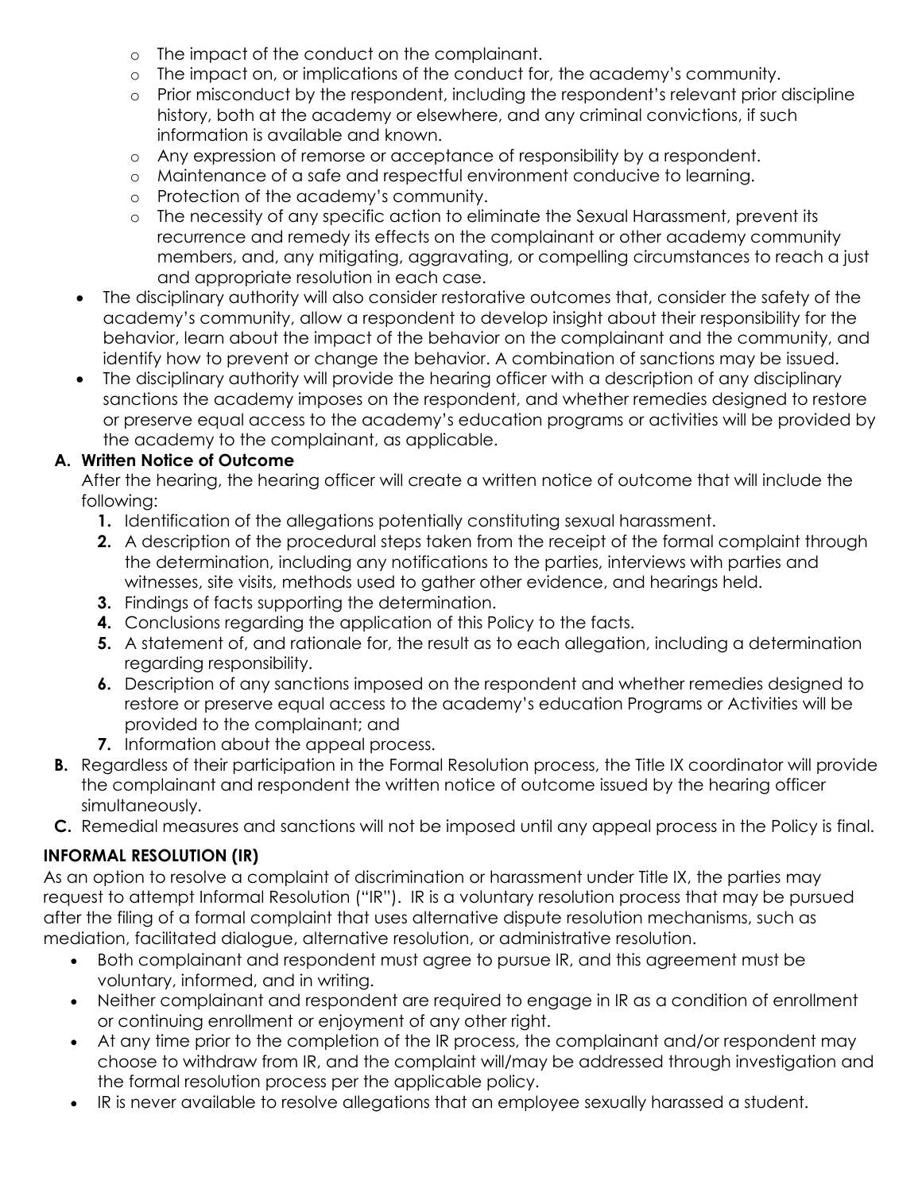- The impact of the conduct on the complainant.
    - The impact on, or implications of the conduct for, the academy's community.
    - Prior misconduct by the respondent, including the respondent's relevant prior discipline history, both at the academy or elsewhere, and any criminal convictions, if such information is available and known.
    - Any expression of remorse or acceptance of responsibility by a respondent.
    - Maintenance of a safe and respectful environment conducive to learning.
    - Protection of the academy's community.
    - The necessity of any specific action to eliminate the Sexual Harassment, prevent its recurrence and remedy its effects on the complainant or other academy community members, and, any mitigating, aggravating, or compelling circumstances to reach a just and appropriate resolution in each case.
- The disciplinary authority will also consider restorative outcomes that, consider the safety of the academy's community, allow a respondent to develop insight about their responsibility for the behavior, learn about the impact of the behavior on the complainant and the community, and identify how to prevent or change the behavior. A combination of sanctions may be issued.
- The disciplinary authority will provide the hearing officer with a description of any disciplinary sanctions the academy imposes on the respondent, and whether remedies designed to restore or preserve equal access to the academy's education programs or activities will be provided by the academy to the complainant, as applicable.

**A. Written Notice of Outcome**

After the hearing, the hearing officer will create a written notice of outcome that will include the following:

1. Identification of the allegations potentially constituting sexual harassment.
2. A description of the procedural steps taken from the receipt of the formal complaint through the determination, including any notifications to the parties, interviews with parties and witnesses, site visits, methods used to gather other evidence, and hearings held.
3. Findings of facts supporting the determination.
4. Conclusions regarding the application of this Policy to the facts.
5. A statement of, and rationale for, the result as to each allegation, including a determination regarding responsibility.
6. Description of any sanctions imposed on the respondent and whether remedies designed to restore or preserve equal access to the academy's education Programs or Activities will be provided to the complainant; and
7. Information about the appeal process.

**B.** Regardless of their participation in the Formal Resolution process, the Title IX coordinator will provide the complainant and respondent the written notice of outcome issued by the hearing officer simultaneously.

**C.** Remedial measures and sanctions will not be imposed until any appeal process in the Policy is final.

**INFORMAL RESOLUTION (IR)**

As an option to resolve a complaint of discrimination or harassment under Title IX, the parties may request to attempt Informal Resolution ("IR"). IR is a voluntary resolution process that may be pursued after the filing of a formal complaint that uses alternative dispute resolution mechanisms, such as mediation, facilitated dialogue, alternative resolution, or administrative resolution.

- Both complainant and respondent must agree to pursue IR, and this agreement must be voluntary, informed, and in writing.
- Neither complainant and respondent are required to engage in IR as a condition of enrollment or continuing enrollment or enjoyment of any other right.
- At any time prior to the completion of the IR process, the complainant and/or respondent may choose to withdraw from IR, and the complaint will/may be addressed through investigation and the formal resolution process per the applicable policy.
- IR is never available to resolve allegations that an employee sexually harassed a student.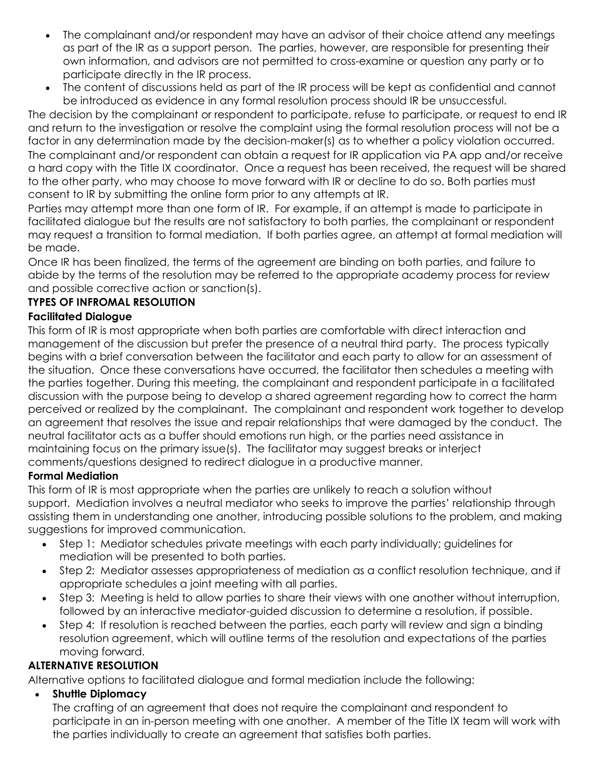- The complainant and/or respondent may have an advisor of their choice attend any meetings as part of the IR as a support person. The parties, however, are responsible for presenting their own information, and advisors are not permitted to cross-examine or question any party or to participate directly in the IR process.
- The content of discussions held as part of the IR process will be kept as confidential and cannot be introduced as evidence in any formal resolution process should IR be unsuccessful.

The decision by the complainant or respondent to participate, refuse to participate, or request to end IR and return to the investigation or resolve the complaint using the formal resolution process will not be a factor in any determination made by the decision-maker(s) as to whether a policy violation occurred.

The complainant and/or respondent can obtain a request for IR application via PA app and/or receive a hard copy with the Title IX coordinator. Once a request has been received, the request will be shared to the other party, who may choose to move forward with IR or decline to do so. Both parties must consent to IR by submitting the online form prior to any attempts at IR.

Parties may attempt more than one form of IR. For example, if an attempt is made to participate in facilitated dialogue but the results are not satisfactory to both parties, the complainant or respondent may request a transition to formal mediation. If both parties agree, an attempt at formal mediation will be made.

Once IR has been finalized, the terms of the agreement are binding on both parties, and failure to abide by the terms of the resolution may be referred to the appropriate academy process for review and possible corrective action or sanction(s).

**TYPES OF INFROMAL RESOLUTION**

**Facilitated Dialogue**

This form of IR is most appropriate when both parties are comfortable with direct interaction and management of the discussion but prefer the presence of a neutral third party. The process typically begins with a brief conversation between the facilitator and each party to allow for an assessment of the situation. Once these conversations have occurred, the facilitator then schedules a meeting with the parties together. During this meeting, the complainant and respondent participate in a facilitated discussion with the purpose being to develop a shared agreement regarding how to correct the harm perceived or realized by the complainant. The complainant and respondent work together to develop an agreement that resolves the issue and repair relationships that were damaged by the conduct. The neutral facilitator acts as a buffer should emotions run high, or the parties need assistance in maintaining focus on the primary issue(s). The facilitator may suggest breaks or interject comments/questions designed to redirect dialogue in a productive manner.

**Formal Mediation**

This form of IR is most appropriate when the parties are unlikely to reach a solution without support. Mediation involves a neutral mediator who seeks to improve the parties' relationship through assisting them in understanding one another, introducing possible solutions to the problem, and making suggestions for improved communication.

- Step 1: Mediator schedules private meetings with each party individually; guidelines for mediation will be presented to both parties.
- Step 2: Mediator assesses appropriateness of mediation as a conflict resolution technique, and if appropriate schedules a joint meeting with all parties.
- Step 3: Meeting is held to allow parties to share their views with one another without interruption, followed by an interactive mediator-guided discussion to determine a resolution, if possible.
- Step 4: If resolution is reached between the parties, each party will review and sign a binding resolution agreement, which will outline terms of the resolution and expectations of the parties moving forward.

**ALTERNATIVE RESOLUTION**

Alternative options to facilitated dialogue and formal mediation include the following:

- **Shuttle Diplomacy**
  The crafting of an agreement that does not require the complainant and respondent to participate in an in-person meeting with one another. A member of the Title IX team will work with the parties individually to create an agreement that satisfies both parties.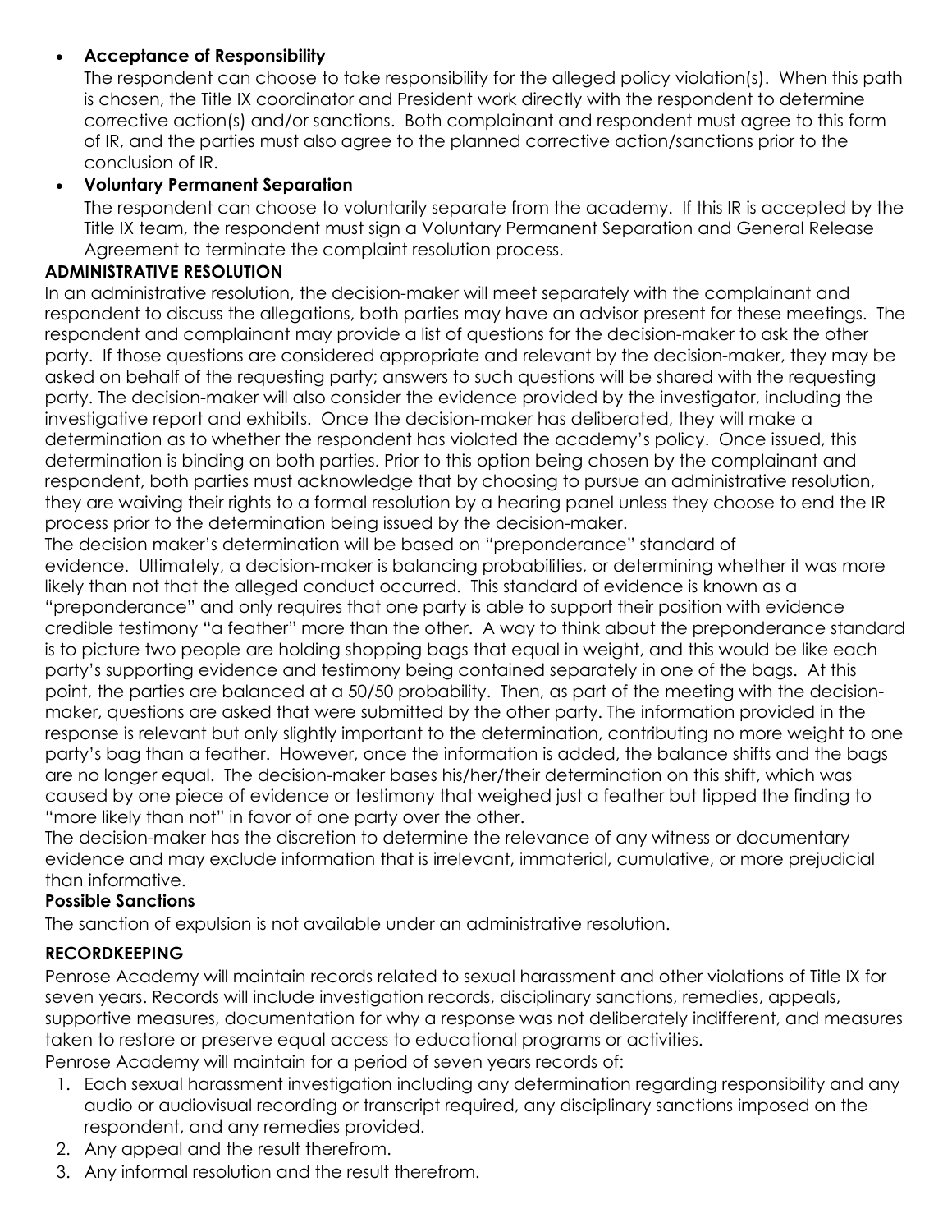- **Acceptance of Responsibility**
  The respondent can choose to take responsibility for the alleged policy violation(s). When this path is chosen, the Title IX coordinator and President work directly with the respondent to determine corrective action(s) and/or sanctions. Both complainant and respondent must agree to this form of IR, and the parties must also agree to the planned corrective action/sanctions prior to the conclusion of IR.
- **Voluntary Permanent Separation**
  The respondent can choose to voluntarily separate from the academy. If this IR is accepted by the Title IX team, the respondent must sign a Voluntary Permanent Separation and General Release Agreement to terminate the complaint resolution process.

**ADMINISTRATIVE RESOLUTION**

In an administrative resolution, the decision-maker will meet separately with the complainant and respondent to discuss the allegations, both parties may have an advisor present for these meetings. The respondent and complainant may provide a list of questions for the decision-maker to ask the other party. If those questions are considered appropriate and relevant by the decision-maker, they may be asked on behalf of the requesting party; answers to such questions will be shared with the requesting party. The decision-maker will also consider the evidence provided by the investigator, including the investigative report and exhibits. Once the decision-maker has deliberated, they will make a determination as to whether the respondent has violated the academy's policy. Once issued, this determination is binding on both parties. Prior to this option being chosen by the complainant and respondent, both parties must acknowledge that by choosing to pursue an administrative resolution, they are waiving their rights to a formal resolution by a hearing panel unless they choose to end the IR process prior to the determination being issued by the decision-maker.

The decision maker's determination will be based on "preponderance" standard of evidence. Ultimately, a decision-maker is balancing probabilities, or determining whether it was more likely than not that the alleged conduct occurred. This standard of evidence is known as a "preponderance" and only requires that one party is able to support their position with evidence credible testimony "a feather" more than the other. A way to think about the preponderance standard is to picture two people are holding shopping bags that equal in weight, and this would be like each party's supporting evidence and testimony being contained separately in one of the bags. At this point, the parties are balanced at a 50/50 probability. Then, as part of the meeting with the decision-maker, questions are asked that were submitted by the other party. The information provided in the response is relevant but only slightly important to the determination, contributing no more weight to one party's bag than a feather. However, once the information is added, the balance shifts and the bags are no longer equal. The decision-maker bases his/her/their determination on this shift, which was caused by one piece of evidence or testimony that weighed just a feather but tipped the finding to "more likely than not" in favor of one party over the other.

The decision-maker has the discretion to determine the relevance of any witness or documentary evidence and may exclude information that is irrelevant, immaterial, cumulative, or more prejudicial than informative.

**Possible Sanctions**

The sanction of expulsion is not available under an administrative resolution.

**RECORDKEEPING**

Penrose Academy will maintain records related to sexual harassment and other violations of Title IX for seven years. Records will include investigation records, disciplinary sanctions, remedies, appeals, supportive measures, documentation for why a response was not deliberately indifferent, and measures taken to restore or preserve equal access to educational programs or activities.

Penrose Academy will maintain for a period of seven years records of:

1. Each sexual harassment investigation including any determination regarding responsibility and any audio or audiovisual recording or transcript required, any disciplinary sanctions imposed on the respondent, and any remedies provided.
2. Any appeal and the result therefrom.
3. Any informal resolution and the result therefrom.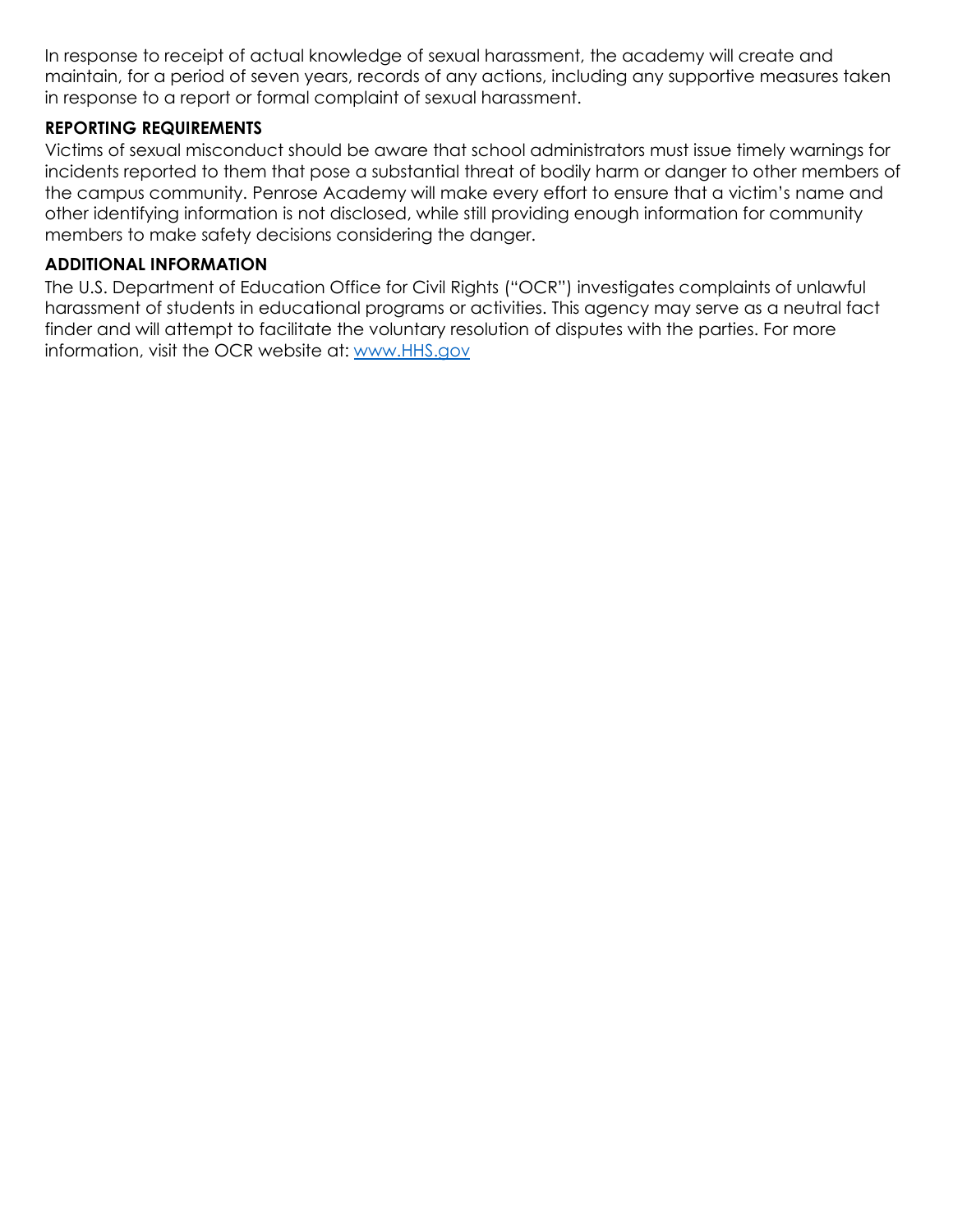In response to receipt of actual knowledge of sexual harassment, the academy will create and maintain, for a period of seven years, records of any actions, including any supportive measures taken in response to a report or formal complaint of sexual harassment.

**REPORTING REQUIREMENTS**

Victims of sexual misconduct should be aware that school administrators must issue timely warnings for incidents reported to them that pose a substantial threat of bodily harm or danger to other members of the campus community. Penrose Academy will make every effort to ensure that a victim's name and other identifying information is not disclosed, while still providing enough information for community members to make safety decisions considering the danger.

**ADDITIONAL INFORMATION**

The U.S. Department of Education Office for Civil Rights ("OCR") investigates complaints of unlawful harassment of students in educational programs or activities. This agency may serve as a neutral fact finder and will attempt to facilitate the voluntary resolution of disputes with the parties. For more information, visit the OCR website at: [www.HHS.gov](http://www.HHS.gov)